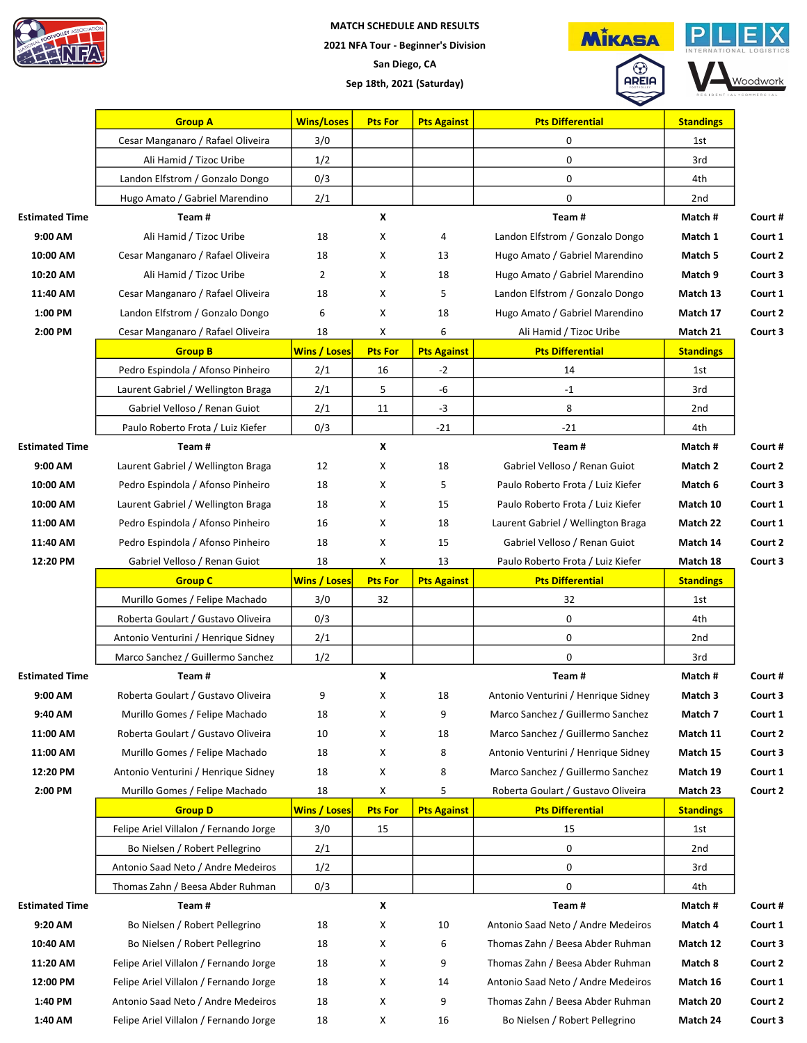**MATCH SCHEDULE AND RESULTS**

**2021 NFA Tour - Beginner's Division**

**San Diego, CA**

**Sep 18th, 2021 (Saturday)**

| Group A | Wins/Loses | Pts For | Pts Against | Pts Differential | Standings |
|---|---|---|---|---|---|
| Cesar Manganaro / Rafael Oliveira | 3/0 | | | 0 | 1st |
| Ali Hamid / Tizoc Uribe | 1/2 | | | 0 | 3rd |
| Landon Elfstrom / Gonzalo Dongo | 0/3 | | | 0 | 4th |
| Hugo Amato / Gabriel Marendino | 2/1 | | | 0 | 2nd |

| Estimated Time | Team # | | X | | Team # | Match # | Court # |
|---|---|---|---|---|---|---|---|
| 9:00 AM | Ali Hamid / Tizoc Uribe | 18 | X | 4 | Landon Elfstrom / Gonzalo Dongo | Match 1 | Court 1 |
| 10:00 AM | Cesar Manganaro / Rafael Oliveira | 18 | X | 13 | Hugo Amato / Gabriel Marendino | Match 5 | Court 2 |
| 10:20 AM | Ali Hamid / Tizoc Uribe | 2 | X | 18 | Hugo Amato / Gabriel Marendino | Match 9 | Court 3 |
| 11:40 AM | Cesar Manganaro / Rafael Oliveira | 18 | X | 5 | Landon Elfstrom / Gonzalo Dongo | Match 13 | Court 1 |
| 1:00 PM | Landon Elfstrom / Gonzalo Dongo | 6 | X | 18 | Hugo Amato / Gabriel Marendino | Match 17 | Court 2 |
| 2:00 PM | Cesar Manganaro / Rafael Oliveira | 18 | X | 6 | Ali Hamid / Tizoc Uribe | Match 21 | Court 3 |

| Group B | Wins / Loses | Pts For | Pts Against | Pts Differential | Standings |
|---|---|---|---|---|---|
| Pedro Espindola / Afonso Pinheiro | 2/1 | 16 | -2 | 14 | 1st |
| Laurent Gabriel / Wellington Braga | 2/1 | 5 | -6 | -1 | 3rd |
| Gabriel Velloso / Renan Guiot | 2/1 | 11 | -3 | 8 | 2nd |
| Paulo Roberto Frota / Luiz Kiefer | 0/3 | | -21 | -21 | 4th |

| Estimated Time | Team # | | X | | Team # | Match # | Court # |
|---|---|---|---|---|---|---|---|
| 9:00 AM | Laurent Gabriel / Wellington Braga | 12 | X | 18 | Gabriel Velloso / Renan Guiot | Match 2 | Court 2 |
| 10:00 AM | Pedro Espindola / Afonso Pinheiro | 18 | X | 5 | Paulo Roberto Frota / Luiz Kiefer | Match 6 | Court 3 |
| 10:00 AM | Laurent Gabriel / Wellington Braga | 18 | X | 15 | Paulo Roberto Frota / Luiz Kiefer | Match 10 | Court 1 |
| 11:00 AM | Pedro Espindola / Afonso Pinheiro | 16 | X | 18 | Laurent Gabriel / Wellington Braga | Match 22 | Court 1 |
| 11:40 AM | Pedro Espindola / Afonso Pinheiro | 18 | X | 15 | Gabriel Velloso / Renan Guiot | Match 14 | Court 2 |
| 12:20 PM | Gabriel Velloso / Renan Guiot | 18 | X | 13 | Paulo Roberto Frota / Luiz Kiefer | Match 18 | Court 3 |

| Group C | Wins / Loses | Pts For | Pts Against | Pts Differential | Standings |
|---|---|---|---|---|---|
| Murillo Gomes / Felipe Machado | 3/0 | 32 | | 32 | 1st |
| Roberta Goulart / Gustavo Oliveira | 0/3 | | | 0 | 4th |
| Antonio Venturini / Henrique Sidney | 2/1 | | | 0 | 2nd |
| Marco Sanchez / Guillermo Sanchez | 1/2 | | | 0 | 3rd |

| Estimated Time | Team # | | X | | Team # | Match # | Court # |
|---|---|---|---|---|---|---|---|
| 9:00 AM | Roberta Goulart / Gustavo Oliveira | 9 | X | 18 | Antonio Venturini / Henrique Sidney | Match 3 | Court 3 |
| 9:40 AM | Murillo Gomes / Felipe Machado | 18 | X | 9 | Marco Sanchez / Guillermo Sanchez | Match 7 | Court 1 |
| 11:00 AM | Roberta Goulart / Gustavo Oliveira | 10 | X | 18 | Marco Sanchez / Guillermo Sanchez | Match 11 | Court 2 |
| 11:00 AM | Murillo Gomes / Felipe Machado | 18 | X | 8 | Antonio Venturini / Henrique Sidney | Match 15 | Court 3 |
| 12:20 PM | Antonio Venturini / Henrique Sidney | 18 | X | 8 | Marco Sanchez / Guillermo Sanchez | Match 19 | Court 1 |
| 2:00 PM | Murillo Gomes / Felipe Machado | 18 | X | 5 | Roberta Goulart / Gustavo Oliveira | Match 23 | Court 2 |

| Group D | Wins / Loses | Pts For | Pts Against | Pts Differential | Standings |
|---|---|---|---|---|---|
| Felipe Ariel Villalon / Fernando Jorge | 3/0 | 15 | | 15 | 1st |
| Bo Nielsen / Robert Pellegrino | 2/1 | | | 0 | 2nd |
| Antonio Saad Neto / Andre Medeiros | 1/2 | | | 0 | 3rd |
| Thomas Zahn / Beesa Abder Ruhman | 0/3 | | | 0 | 4th |

| Estimated Time | Team # | | X | | Team # | Match # | Court # |
|---|---|---|---|---|---|---|---|
| 9:20 AM | Bo Nielsen / Robert Pellegrino | 18 | X | 10 | Antonio Saad Neto / Andre Medeiros | Match 4 | Court 1 |
| 10:40 AM | Bo Nielsen / Robert Pellegrino | 18 | X | 6 | Thomas Zahn / Beesa Abder Ruhman | Match 12 | Court 3 |
| 11:20 AM | Felipe Ariel Villalon / Fernando Jorge | 18 | X | 9 | Thomas Zahn / Beesa Abder Ruhman | Match 8 | Court 2 |
| 12:00 PM | Felipe Ariel Villalon / Fernando Jorge | 18 | X | 14 | Antonio Saad Neto / Andre Medeiros | Match 16 | Court 1 |
| 1:40 PM | Antonio Saad Neto / Andre Medeiros | 18 | X | 9 | Thomas Zahn / Beesa Abder Ruhman | Match 20 | Court 2 |
| 1:40 AM | Felipe Ariel Villalon / Fernando Jorge | 18 | X | 16 | Bo Nielsen / Robert Pellegrino | Match 24 | Court 3 |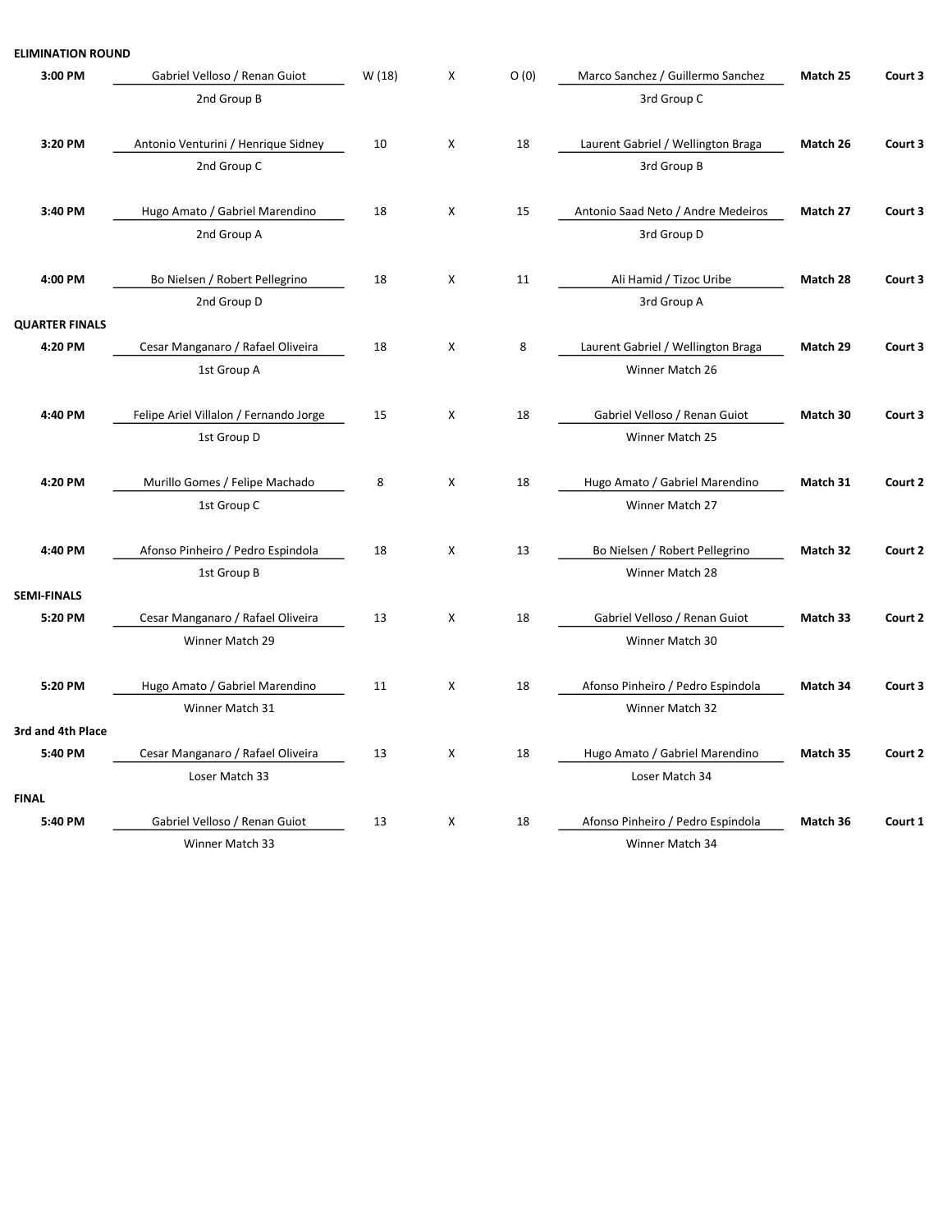**ELIMINATION ROUND**

| | | | | | | | |
|---|---|---|---|---|---|---|---|
| 3:00 PM | Gabriel Velloso / Renan Guiot | W (18) | X | O (0) | Marco Sanchez / Guillermo Sanchez | **Match 25** | **Court 3** |
| | 2nd Group B | | | | 3rd Group C | | |
| 3:20 PM | Antonio Venturini / Henrique Sidney | 10 | X | 18 | Laurent Gabriel / Wellington Braga | **Match 26** | **Court 3** |
| | 2nd Group C | | | | 3rd Group B | | |
| 3:40 PM | Hugo Amato / Gabriel Marendino | 18 | X | 15 | Antonio Saad Neto / Andre Medeiros | **Match 27** | **Court 3** |
| | 2nd Group A | | | | 3rd Group D | | |
| 4:00 PM | Bo Nielsen / Robert Pellegrino | 18 | X | 11 | Ali Hamid / Tizoc Uribe | **Match 28** | **Court 3** |
| | 2nd Group D | | | | 3rd Group A | | |

**QUARTER FINALS**

| | | | | | | | |
|---|---|---|---|---|---|---|---|
| 4:20 PM | Cesar Manganaro / Rafael Oliveira | 18 | X | 8 | Laurent Gabriel / Wellington Braga | **Match 29** | **Court 3** |
| | 1st Group A | | | | Winner Match 26 | | |
| 4:40 PM | Felipe Ariel Villalon / Fernando Jorge | 15 | X | 18 | Gabriel Velloso / Renan Guiot | **Match 30** | **Court 3** |
| | 1st Group D | | | | Winner Match 25 | | |
| 4:20 PM | Murillo Gomes / Felipe Machado | 8 | X | 18 | Hugo Amato / Gabriel Marendino | **Match 31** | **Court 2** |
| | 1st Group C | | | | Winner Match 27 | | |
| 4:40 PM | Afonso Pinheiro / Pedro Espindola | 18 | X | 13 | Bo Nielsen / Robert Pellegrino | **Match 32** | **Court 2** |
| | 1st Group B | | | | Winner Match 28 | | |

**SEMI-FINALS**

| | | | | | | | |
|---|---|---|---|---|---|---|---|
| 5:20 PM | Cesar Manganaro / Rafael Oliveira | 13 | X | 18 | Gabriel Velloso / Renan Guiot | **Match 33** | **Court 2** |
| | Winner Match 29 | | | | Winner Match 30 | | |
| 5:20 PM | Hugo Amato / Gabriel Marendino | 11 | X | 18 | Afonso Pinheiro / Pedro Espindola | **Match 34** | **Court 3** |
| | Winner Match 31 | | | | Winner Match 32 | | |

**3rd and 4th Place**

| | | | | | | | |
|---|---|---|---|---|---|---|---|
| 5:40 PM | Cesar Manganaro / Rafael Oliveira | 13 | X | 18 | Hugo Amato / Gabriel Marendino | **Match 35** | **Court 2** |
| | Loser Match 33 | | | | Loser Match 34 | | |

**FINAL**

| | | | | | | | |
|---|---|---|---|---|---|---|---|
| 5:40 PM | Gabriel Velloso / Renan Guiot | 13 | X | 18 | Afonso Pinheiro / Pedro Espindola | **Match 36** | **Court 1** |
| | Winner Match 33 | | | | Winner Match 34 | | |